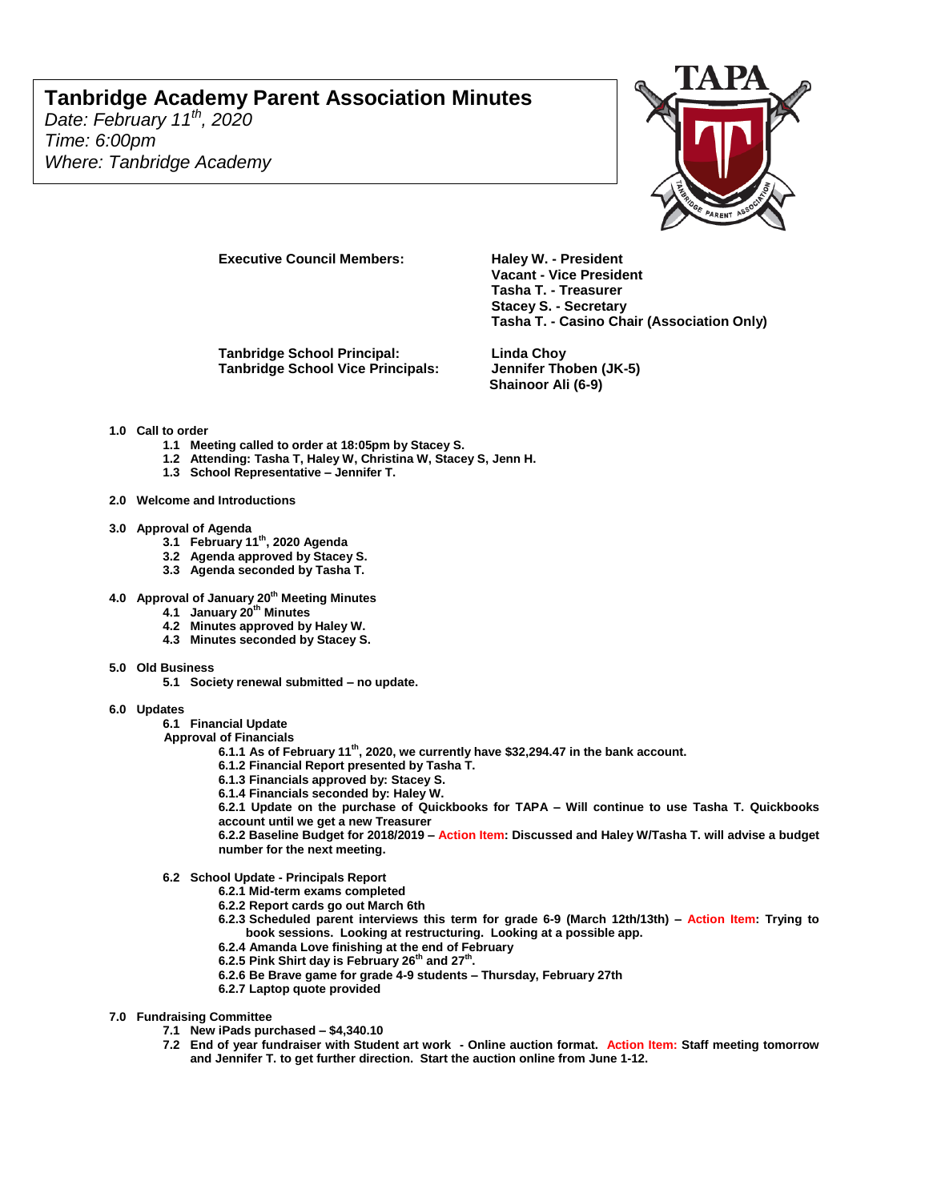# Tanbridge Academy Parent Association Minutes

*Date: February 11th, 2020*
*Time: 6:00pm*
*Where: Tanbridge Academy*

**Executive Council Members:**
**Haley W. - President**
**Vacant - Vice President**
**Tasha T. - Treasurer**
**Stacey S. - Secretary**
**Tasha T. - Casino Chair (Association Only)**

**Tanbridge School Principal:** **Linda Choy**
**Tanbridge School Vice Principals:** **Jennifer Thoben (JK-5)**
**Shainoor Ali (6-9)**

**1.0 Call to order**
- **1.1 Meeting called to order at 18:05pm by Stacey S.**
- **1.2 Attending: Tasha T, Haley W, Christina W, Stacey S, Jenn H.**
- **1.3 School Representative – Jennifer T.**

**2.0 Welcome and Introductions**

**3.0 Approval of Agenda**
- **3.1 February 11th, 2020 Agenda**
- **3.2 Agenda approved by Stacey S.**
- **3.3 Agenda seconded by Tasha T.**

**4.0 Approval of January 20th Meeting Minutes**
- **4.1 January 20th Minutes**
- **4.2 Minutes approved by Haley W.**
- **4.3 Minutes seconded by Stacey S.**

**5.0 Old Business**
- **5.1 Society renewal submitted – no update.**

**6.0 Updates**
- **6.1 Financial Update**

**Approval of Financials**
- **6.1.1 As of February 11th, 2020, we currently have $32,294.47 in the bank account.**
- **6.1.2 Financial Report presented by Tasha T.**
- **6.1.3 Financials approved by: Stacey S.**
- **6.1.4 Financials seconded by: Haley W.**
- **6.2.1 Update on the purchase of Quickbooks for TAPA – Will continue to use Tasha T. Quickbooks account until we get a new Treasurer**
- **6.2.2 Baseline Budget for 2018/2019 – Action Item: Discussed and Haley W/Tasha T. will advise a budget number for the next meeting.**

- **6.2 School Update - Principals Report**
  - **6.2.1 Mid-term exams completed**
  - **6.2.2 Report cards go out March 6th**
  - **6.2.3 Scheduled parent interviews this term for grade 6-9 (March 12th/13th) – Action Item: Trying to book sessions. Looking at restructuring. Looking at a possible app.**
  - **6.2.4 Amanda Love finishing at the end of February**
  - **6.2.5 Pink Shirt day is February 26th and 27th.**
  - **6.2.6 Be Brave game for grade 4-9 students – Thursday, February 27th**
  - **6.2.7 Laptop quote provided**

**7.0 Fundraising Committee**
- **7.1 New iPads purchased – $4,340.10**
- **7.2 End of year fundraiser with Student art work - Online auction format. Action Item: Staff meeting tomorrow and Jennifer T. to get further direction. Start the auction online from June 1-12.**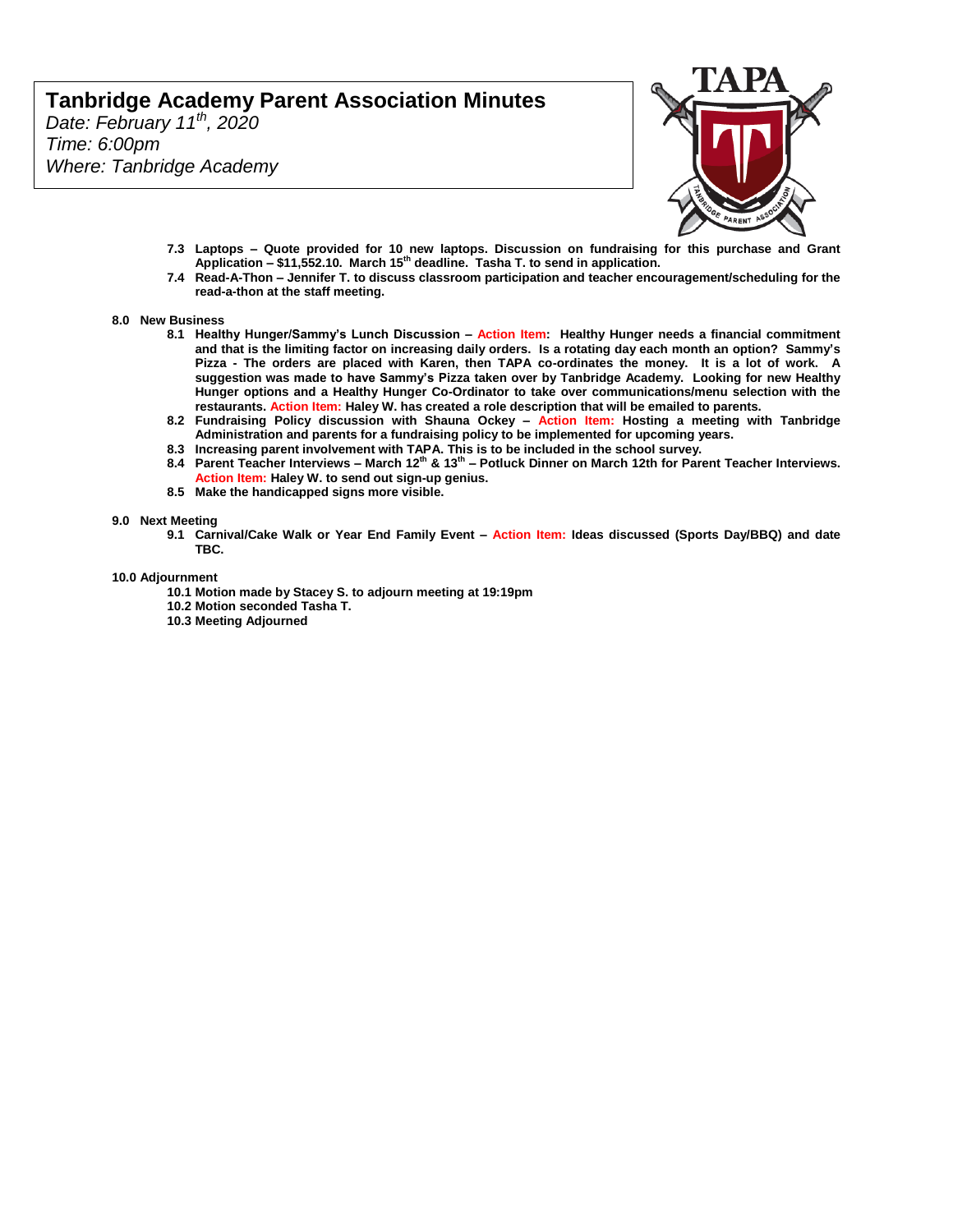# Tanbridge Academy Parent Association Minutes

*Date: February 11th, 2020*
*Time: 6:00pm*
*Where: Tanbridge Academy*

- **7.3 Laptops – Quote provided for 10 new laptops. Discussion on fundraising for this purchase and Grant Application – $11,552.10. March 15th deadline. Tasha T. to send in application.**
- **7.4 Read-A-Thon – Jennifer T. to discuss classroom participation and teacher encouragement/scheduling for the read-a-thon at the staff meeting.**

**8.0 New Business**

- **8.1 Healthy Hunger/Sammy's Lunch Discussion – Action Item: Healthy Hunger needs a financial commitment and that is the limiting factor on increasing daily orders. Is a rotating day each month an option? Sammy's Pizza - The orders are placed with Karen, then TAPA co-ordinates the money. It is a lot of work. A suggestion was made to have Sammy's Pizza taken over by Tanbridge Academy. Looking for new Healthy Hunger options and a Healthy Hunger Co-Ordinator to take over communications/menu selection with the restaurants. Action Item: Haley W. has created a role description that will be emailed to parents.**
- **8.2 Fundraising Policy discussion with Shauna Ockey – Action Item: Hosting a meeting with Tanbridge Administration and parents for a fundraising policy to be implemented for upcoming years.**
- **8.3 Increasing parent involvement with TAPA. This is to be included in the school survey.**
- **8.4 Parent Teacher Interviews – March 12th & 13th – Potluck Dinner on March 12th for Parent Teacher Interviews. Action Item: Haley W. to send out sign-up genius.**
- **8.5 Make the handicapped signs more visible.**

**9.0 Next Meeting**

- **9.1 Carnival/Cake Walk or Year End Family Event – Action Item: Ideas discussed (Sports Day/BBQ) and date TBC.**

**10.0 Adjournment**

- **10.1 Motion made by Stacey S. to adjourn meeting at 19:19pm**
- **10.2 Motion seconded Tasha T.**
- **10.3 Meeting Adjourned**